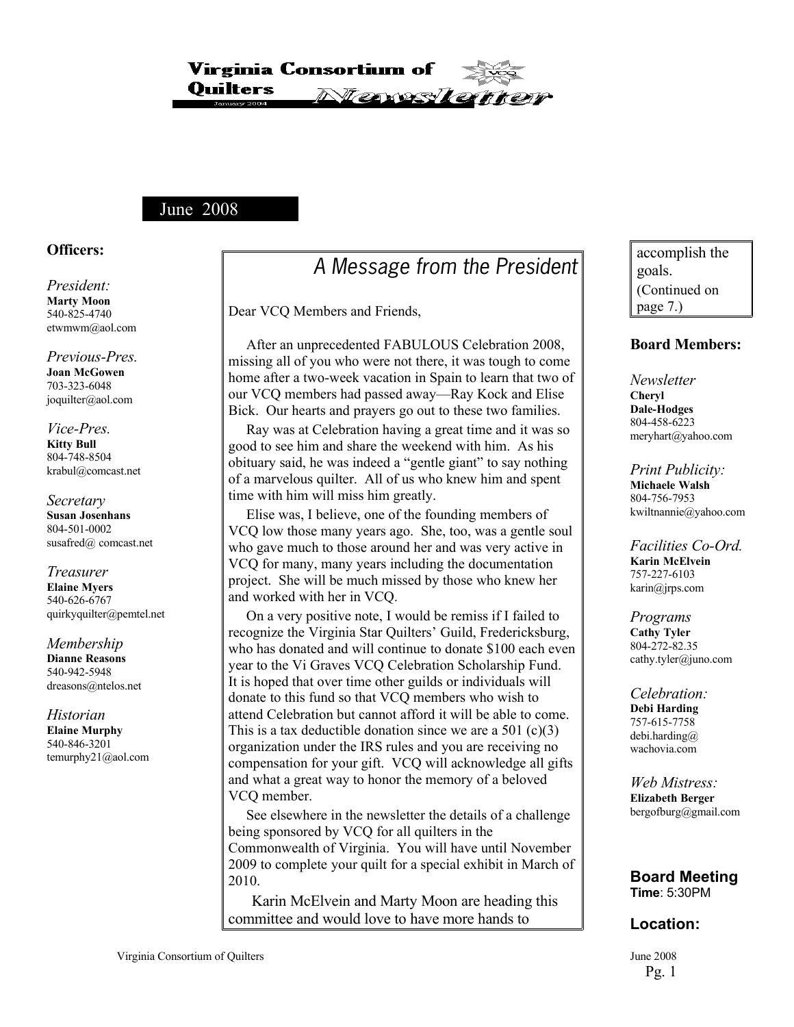# Virginia Consortium of Quilters Newsletter

January 2004

June 2008

## A Message from the President

Dear VCQ Members and Friends,

After an unprecedented FABULOUS Celebration 2008, missing all of you who were not there, it was tough to come home after a two-week vacation in Spain to learn that two of our VCQ members had passed away—Ray Kock and Elise Bick. Our hearts and prayers go out to these two families.

Ray was at Celebration having a great time and it was so good to see him and share the weekend with him. As his obituary said, he was indeed a "gentle giant" to say nothing of a marvelous quilter. All of us who knew him and spent time with him will miss him greatly.

Elise was, I believe, one of the founding members of VCQ low those many years ago. She, too, was a gentle soul who gave much to those around her and was very active in VCQ for many, many years including the documentation project. She will be much missed by those who knew her and worked with her in VCQ.

On a very positive note, I would be remiss if I failed to recognize the Virginia Star Quilters' Guild, Fredericksburg, who has donated and will continue to donate $100 each even year to the Vi Graves VCQ Celebration Scholarship Fund. It is hoped that over time other guilds or individuals will donate to this fund so that VCQ members who wish to attend Celebration but cannot afford it will be able to come. This is a tax deductible donation since we are a 501 (c)(3) organization under the IRS rules and you are receiving no compensation for your gift. VCQ will acknowledge all gifts and what a great way to honor the memory of a beloved VCQ member.

See elsewhere in the newsletter the details of a challenge being sponsored by VCQ for all quilters in the Commonwealth of Virginia. You will have until November 2009 to complete your quilt for a special exhibit in March of 2010.

Karin McElvein and Marty Moon are heading this committee and would love to have more hands to accomplish the goals. (Continued on page 7.)

### Officers:

*President:*
**Marty Moon**
540-825-4740
etwmwm@aol.com

*Previous-Pres.*
**Joan McGowen**
703-323-6048
joquilter@aol.com

*Vice-Pres.*
**Kitty Bull**
804-748-8504
krabul@comcast.net

*Secretary*
**Susan Josenhans**
804-501-0002
susafred@ comcast.net

*Treasurer*
**Elaine Myers**
540-626-6767
quirkyquilter@pemtel.net

*Membership*
**Dianne Reasons**
540-942-5948
dreasons@ntelos.net

*Historian*
**Elaine Murphy**
540-846-3201
temurphy21@aol.com

### Board Members:

*Newsletter*
**Cheryl Dale-Hodges**
804-458-6223
meryhart@yahoo.com

*Print Publicity:*
**Michaele Walsh**
804-756-7953
kwiltnannie@yahoo.com

*Facilities Co-Ord.*
**Karin McElvein**
757-227-6103
karin@jrps.com

*Programs*
**Cathy Tyler**
804-272-82.35
cathy.tyler@juno.com

*Celebration:*
**Debi Harding**
757-615-7758
debi.harding@wachovia.com

*Web Mistress:*
**Elizabeth Berger**
bergofburg@gmail.com

### Board Meeting

**Time**: 5:30PM

### Location: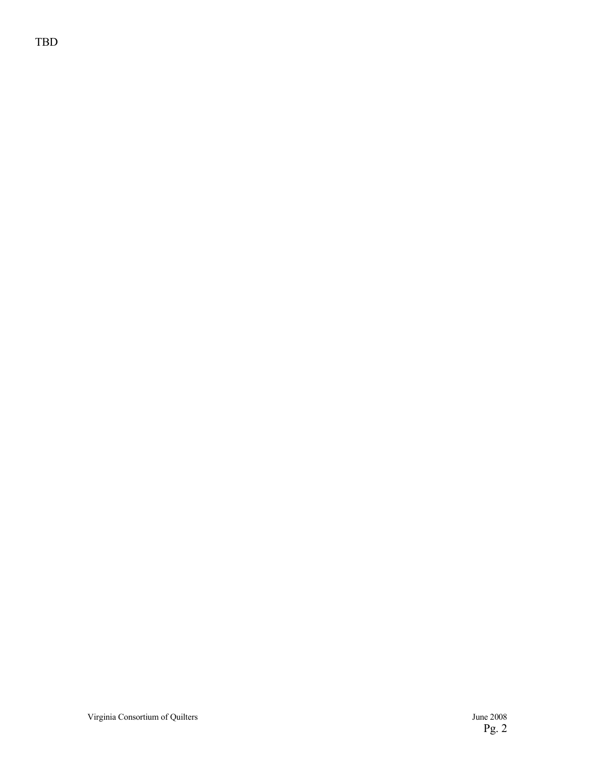TBD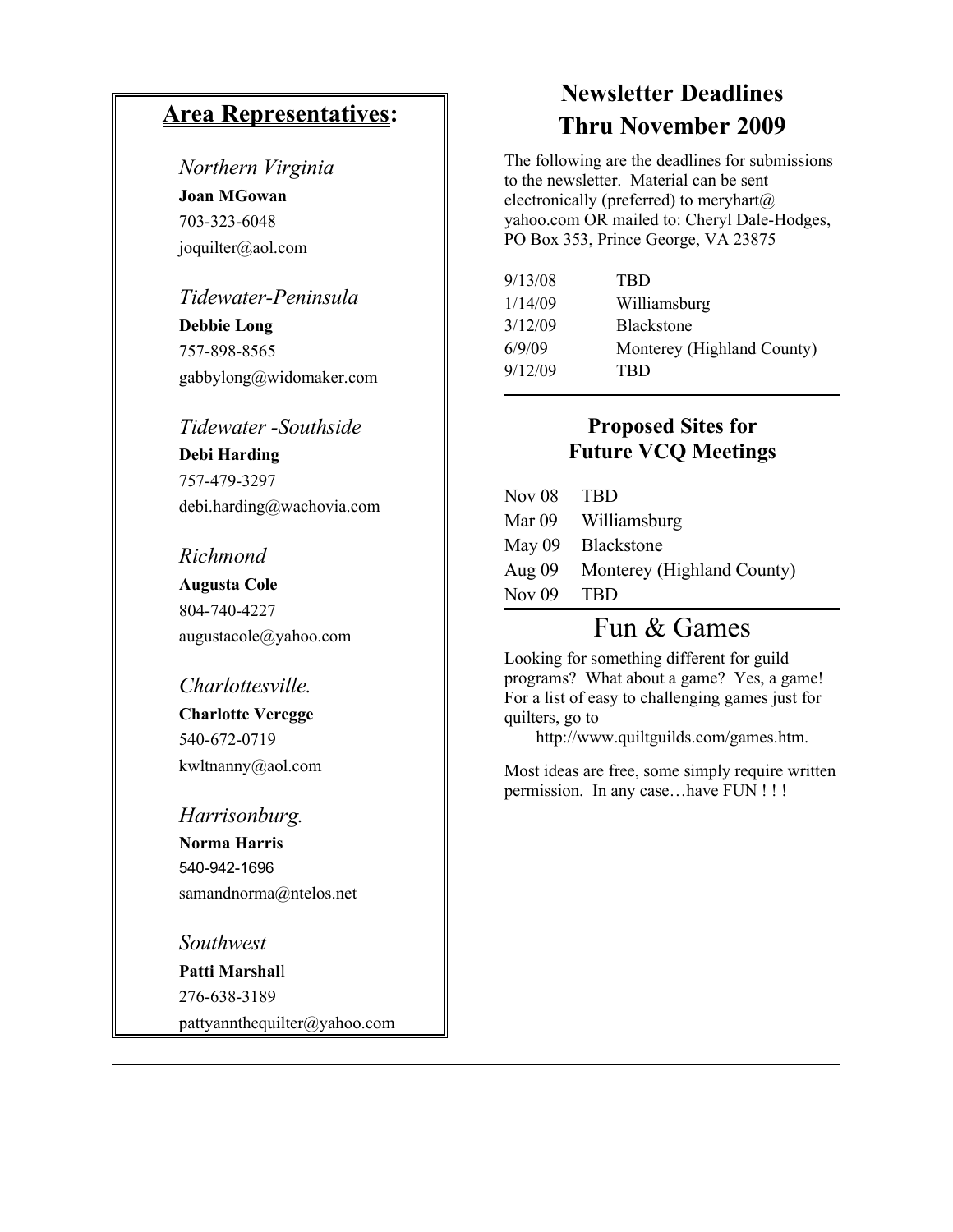## Area Representatives:

*Northern Virginia*
**Joan MGowan**
703-323-6048
joquilter@aol.com

*Tidewater-Peninsula*
**Debbie Long**
757-898-8565
gabbylong@widomaker.com

*Tidewater -Southside*
**Debi Harding**
757-479-3297
debi.harding@wachovia.com

*Richmond*
**Augusta Cole**
804-740-4227
augustacole@yahoo.com

*Charlottesville.*
**Charlotte Veregge**
540-672-0719
kwltnanny@aol.com

*Harrisonburg.*
**Norma Harris**
540-942-1696
samandnorma@ntelos.net

*Southwest*
**Patti Marshall**
276-638-3189
pattyannthequilter@yahoo.com

## Newsletter Deadlines Thru November 2009

The following are the deadlines for submissions to the newsletter. Material can be sent electronically (preferred) to meryhart@ yahoo.com OR mailed to: Cheryl Dale-Hodges, PO Box 353, Prince George, VA 23875

| | |
|---|---|
| 9/13/08 | TBD |
| 1/14/09 | Williamsburg |
| 3/12/09 | Blackstone |
| 6/9/09 | Monterey (Highland County) |
| 9/12/09 | TBD |

### Proposed Sites for Future VCQ Meetings

| | |
|---|---|
| Nov 08 | TBD |
| Mar 09 | Williamsburg |
| May 09 | Blackstone |
| Aug 09 | Monterey (Highland County) |
| Nov 09 | TBD |

## Fun & Games

Looking for something different for guild programs? What about a game? Yes, a game! For a list of easy to challenging games just for quilters, go to
http://www.quiltguilds.com/games.htm.

Most ideas are free, some simply require written permission. In any case…have FUN ! ! !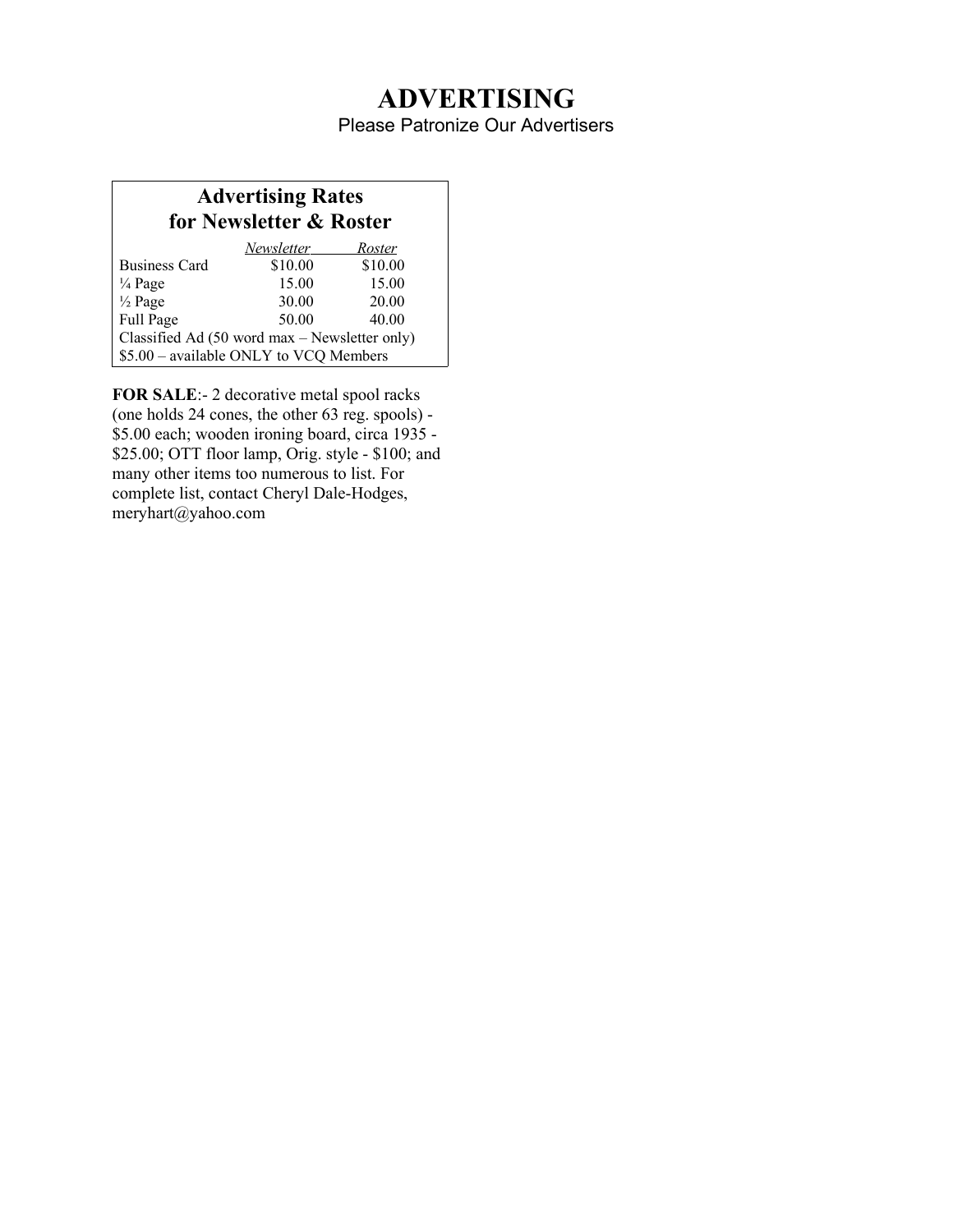# ADVERTISING

Please Patronize Our Advertisers

## Advertising Rates for Newsletter & Roster

| | *Newsletter* | *Roster* |
|---|---|---|
| Business Card | $10.00 | $10.00 |
| ¼ Page | 15.00 | 15.00 |
| ½ Page | 30.00 | 20.00 |
| Full Page | 50.00 | 40.00 |
| Classified Ad (50 word max – Newsletter only) | | |
| $5.00 – available ONLY to VCQ Members | | |

**FOR SALE**:- 2 decorative metal spool racks (one holds 24 cones, the other 63 reg. spools) - $5.00 each; wooden ironing board, circa 1935 - $25.00; OTT floor lamp, Orig. style - $100; and many other items too numerous to list. For complete list, contact Cheryl Dale-Hodges, meryhart@yahoo.com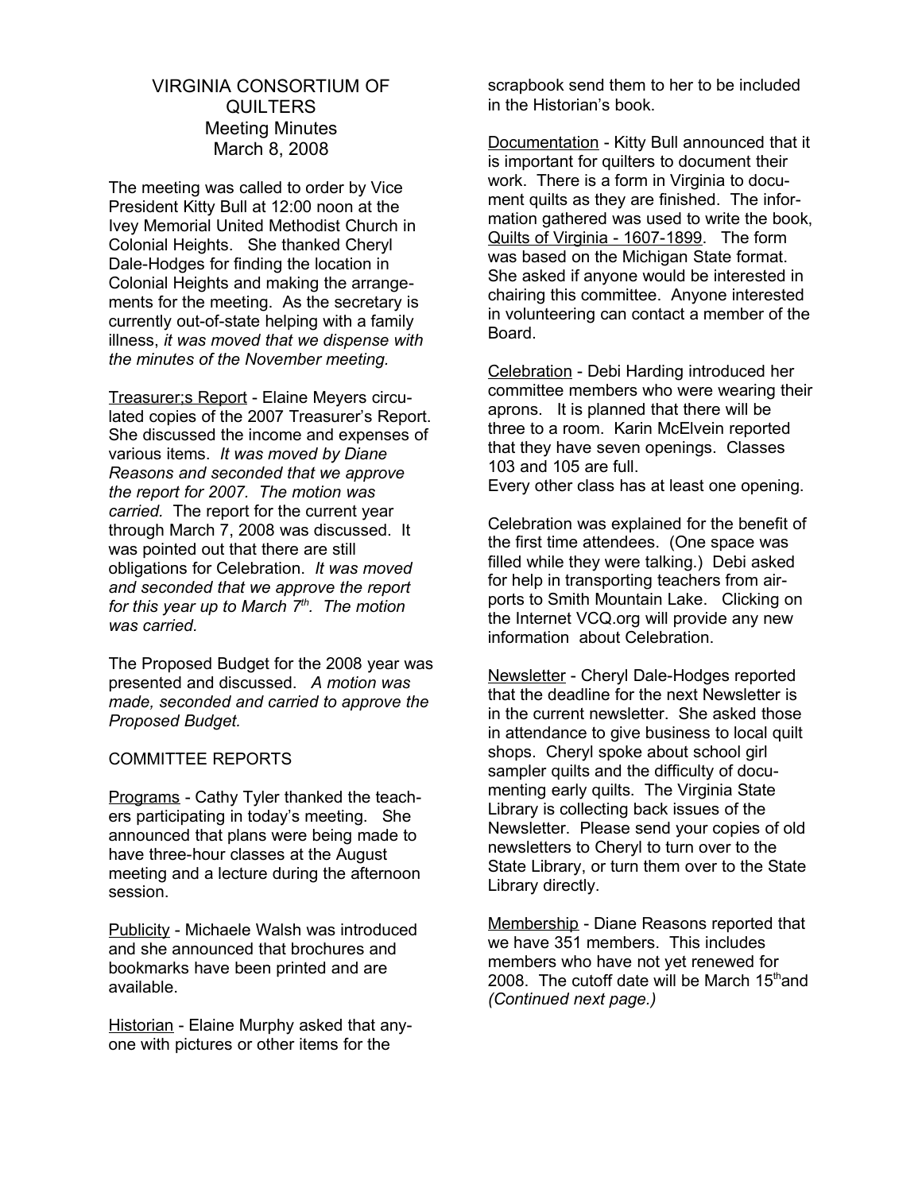# VIRGINIA CONSORTIUM OF QUILTERS
## Meeting Minutes
## March 8, 2008

The meeting was called to order by Vice President Kitty Bull at 12:00 noon at the Ivey Memorial United Methodist Church in Colonial Heights. She thanked Cheryl Dale-Hodges for finding the location in Colonial Heights and making the arrangements for the meeting. As the secretary is currently out-of-state helping with a family illness, *it was moved that we dispense with the minutes of the November meeting.*

Treasurer;s Report - Elaine Meyers circulated copies of the 2007 Treasurer's Report. She discussed the income and expenses of various items. *It was moved by Diane Reasons and seconded that we approve the report for 2007. The motion was carried.* The report for the current year through March 7, 2008 was discussed. It was pointed out that there are still obligations for Celebration. *It was moved and seconded that we approve the report for this year up to March 7th. The motion was carried.*

The Proposed Budget for the 2008 year was presented and discussed. *A motion was made, seconded and carried to approve the Proposed Budget.*

COMMITTEE REPORTS

Programs - Cathy Tyler thanked the teachers participating in today's meeting. She announced that plans were being made to have three-hour classes at the August meeting and a lecture during the afternoon session.

Publicity - Michaele Walsh was introduced and she announced that brochures and bookmarks have been printed and are available.

Historian - Elaine Murphy asked that anyone with pictures or other items for the scrapbook send them to her to be included in the Historian's book.

Documentation - Kitty Bull announced that it is important for quilters to document their work. There is a form in Virginia to document quilts as they are finished. The information gathered was used to write the book, Quilts of Virginia - 1607-1899. The form was based on the Michigan State format. She asked if anyone would be interested in chairing this committee. Anyone interested in volunteering can contact a member of the Board.

Celebration - Debi Harding introduced her committee members who were wearing their aprons. It is planned that there will be three to a room. Karin McElvein reported that they have seven openings. Classes 103 and 105 are full.
Every other class has at least one opening.

Celebration was explained for the benefit of the first time attendees. (One space was filled while they were talking.) Debi asked for help in transporting teachers from airports to Smith Mountain Lake. Clicking on the Internet VCQ.org will provide any new information about Celebration.

Newsletter - Cheryl Dale-Hodges reported that the deadline for the next Newsletter is in the current newsletter. She asked those in attendance to give business to local quilt shops. Cheryl spoke about school girl sampler quilts and the difficulty of documenting early quilts. The Virginia State Library is collecting back issues of the Newsletter. Please send your copies of old newsletters to Cheryl to turn over to the State Library, or turn them over to the State Library directly.

Membership - Diane Reasons reported that we have 351 members. This includes members who have not yet renewed for 2008. The cutoff date will be March 15th and *(Continued next page.)*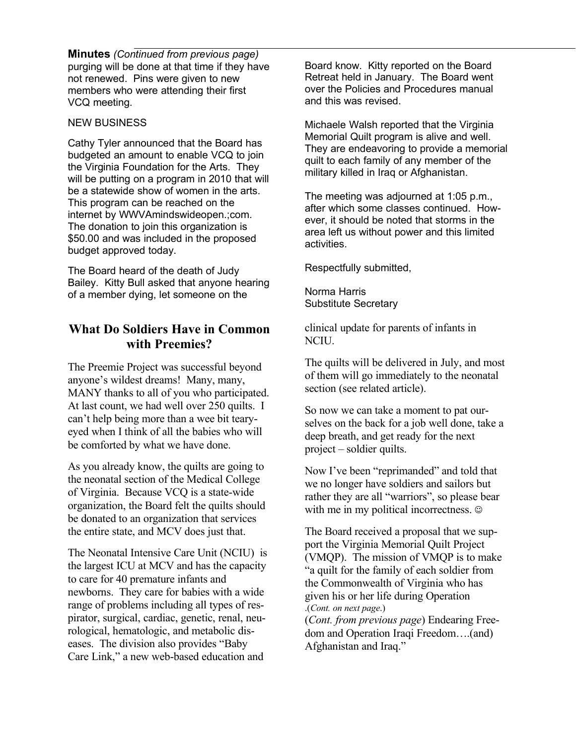**Minutes** *(Continued from previous page)*
purging will be done at that time if they have not renewed. Pins were given to new members who were attending their first VCQ meeting.

NEW BUSINESS

Cathy Tyler announced that the Board has budgeted an amount to enable VCQ to join the Virginia Foundation for the Arts. They will be putting on a program in 2010 that will be a statewide show of women in the arts. This program can be reached on the internet by WWVAmindswideopen.;com. The donation to join this organization is $50.00 and was included in the proposed budget approved today.

The Board heard of the death of Judy Bailey. Kitty Bull asked that anyone hearing of a member dying, let someone on the Board know. Kitty reported on the Board Retreat held in January. The Board went over the Policies and Procedures manual and this was revised.

Michaele Walsh reported that the Virginia Memorial Quilt program is alive and well. They are endeavoring to provide a memorial quilt to each family of any member of the military killed in Iraq or Afghanistan.

The meeting was adjourned at 1:05 p.m., after which some classes continued. However, it should be noted that storms in the area left us without power and this limited activities.

Respectfully submitted,

Norma Harris
Substitute Secretary

## What Do Soldiers Have in Common with Preemies?

The Preemie Project was successful beyond anyone's wildest dreams! Many, many, MANY thanks to all of you who participated. At last count, we had well over 250 quilts. I can't help being more than a wee bit teary-eyed when I think of all the babies who will be comforted by what we have done.

As you already know, the quilts are going to the neonatal section of the Medical College of Virginia. Because VCQ is a state-wide organization, the Board felt the quilts should be donated to an organization that services the entire state, and MCV does just that.

The Neonatal Intensive Care Unit (NCIU) is the largest ICU at MCV and has the capacity to care for 40 premature infants and newborns. They care for babies with a wide range of problems including all types of respirator, surgical, cardiac, genetic, renal, neurological, hematologic, and metabolic diseases. The division also provides "Baby Care Link," a new web-based education and clinical update for parents of infants in NCIU.

The quilts will be delivered in July, and most of them will go immediately to the neonatal section (see related article).

So now we can take a moment to pat ourselves on the back for a job well done, take a deep breath, and get ready for the next project – soldier quilts.

Now I've been "reprimanded" and told that we no longer have soldiers and sailors but rather they are all "warriors", so please bear with me in my political incorrectness. ☺

The Board received a proposal that we support the Virginia Memorial Quilt Project (VMQP). The mission of VMQP is to make "a quilt for the family of each soldier from the Commonwealth of Virginia who has given his or her life during Operation .(*Cont. on next page*.)
(*Cont. from previous page*) Endearing Freedom and Operation Iraqi Freedom….(and) Afghanistan and Iraq."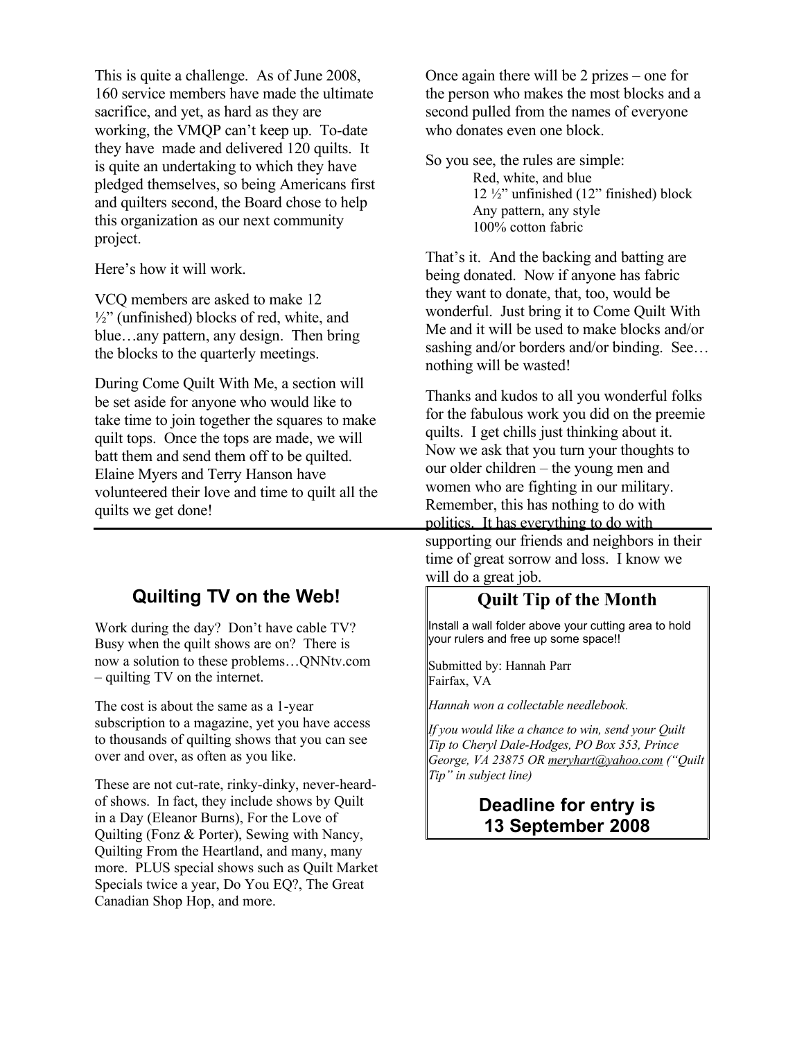This is quite a challenge. As of June 2008, 160 service members have made the ultimate sacrifice, and yet, as hard as they are working, the VMQP can't keep up. To-date they have made and delivered 120 quilts. It is quite an undertaking to which they have pledged themselves, so being Americans first and quilters second, the Board chose to help this organization as our next community project.

Here's how it will work.

VCQ members are asked to make 12 ½" (unfinished) blocks of red, white, and blue…any pattern, any design. Then bring the blocks to the quarterly meetings.

During Come Quilt With Me, a section will be set aside for anyone who would like to take time to join together the squares to make quilt tops. Once the tops are made, we will batt them and send them off to be quilted. Elaine Myers and Terry Hanson have volunteered their love and time to quilt all the quilts we get done!

Once again there will be 2 prizes – one for the person who makes the most blocks and a second pulled from the names of everyone who donates even one block.

So you see, the rules are simple:

> Red, white, and blue
> 12 ½" unfinished (12" finished) block
> Any pattern, any style
> 100% cotton fabric

That's it. And the backing and batting are being donated. Now if anyone has fabric they want to donate, that, too, would be wonderful. Just bring it to Come Quilt With Me and it will be used to make blocks and/or sashing and/or borders and/or binding. See… nothing will be wasted!

Thanks and kudos to all you wonderful folks for the fabulous work you did on the preemie quilts. I get chills just thinking about it. Now we ask that you turn your thoughts to our older children – the young men and women who are fighting in our military. Remember, this has nothing to do with politics. It has everything to do with supporting our friends and neighbors in their time of great sorrow and loss. I know we will do a great job.

## Quilting TV on the Web!

Work during the day? Don't have cable TV? Busy when the quilt shows are on? There is now a solution to these problems…QNNtv.com – quilting TV on the internet.

The cost is about the same as a 1-year subscription to a magazine, yet you have access to thousands of quilting shows that you can see over and over, as often as you like.

These are not cut-rate, rinky-dinky, never-heard-of shows. In fact, they include shows by Quilt in a Day (Eleanor Burns), For the Love of Quilting (Fonz & Porter), Sewing with Nancy, Quilting From the Heartland, and many, many more. PLUS special shows such as Quilt Market Specials twice a year, Do You EQ?, The Great Canadian Shop Hop, and more.

## Quilt Tip of the Month

Install a wall folder above your cutting area to hold your rulers and free up some space!!

Submitted by: Hannah Parr
Fairfax, VA

*Hannah won a collectable needlebook.*

*If you would like a chance to win, send your Quilt Tip to Cheryl Dale-Hodges, PO Box 353, Prince George, VA 23875 OR meryhart@yahoo.com ("Quilt Tip" in subject line)*

**Deadline for entry is 13 September 2008**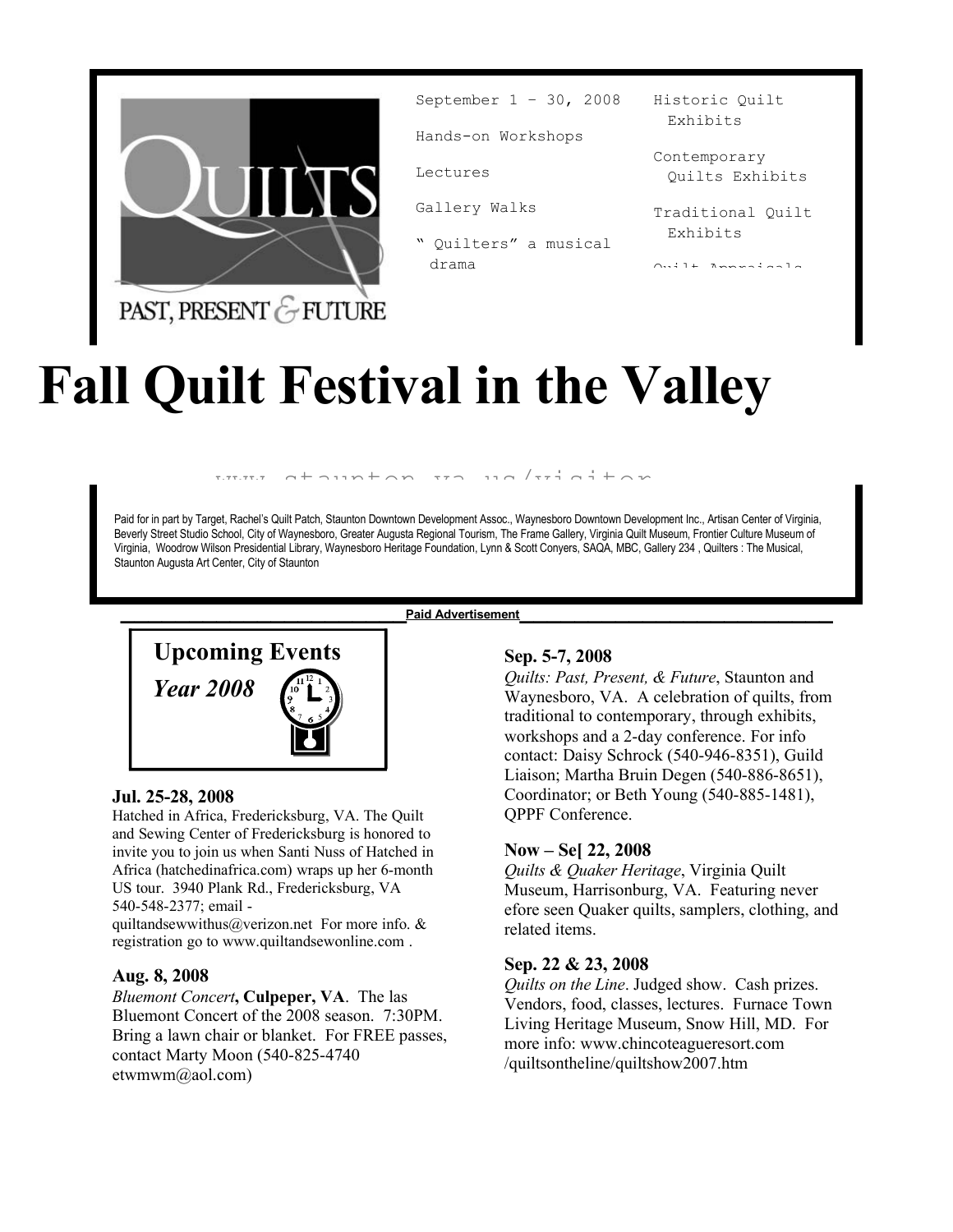QUILTS

PAST, PRESENT & FUTURE

September 1 – 30, 2008

Hands-on Workshops

Lectures

Gallery Walks

" Quilters" a musical drama

Historic Quilt Exhibits

Contemporary Quilts Exhibits

Traditional Quilt Exhibits

Quilt Appraisals

# Fall Quilt Festival in the Valley

www.staunton.va.us/visitor

Paid for in part by Target, Rachel's Quilt Patch, Staunton Downtown Development Assoc., Waynesboro Downtown Development Inc., Artisan Center of Virginia, Beverly Street Studio School, City of Waynesboro, Greater Augusta Regional Tourism, The Frame Gallery, Virginia Quilt Museum, Frontier Culture Museum of Virginia, Woodrow Wilson Presidential Library, Waynesboro Heritage Foundation, Lynn & Scott Conyers, SAQA, MBC, Gallery 234 , Quilters : The Musical, Staunton Augusta Art Center, City of Staunton

**Paid Advertisement**

## Upcoming Events

***Year 2008***

### Jul. 25-28, 2008

Hatched in Africa, Fredericksburg, VA. The Quilt and Sewing Center of Fredericksburg is honored to invite you to join us when Santi Nuss of Hatched in Africa (hatchedinafrica.com) wraps up her 6-month US tour. 3940 Plank Rd., Fredericksburg, VA 540-548-2377; email - quiltandsewwithus@verizon.net For more info. & registration go to www.quiltandsewonline.com .

### Aug. 8, 2008

*Bluemont Concert*, **Culpeper, VA**. The las Bluemont Concert of the 2008 season. 7:30PM. Bring a lawn chair or blanket. For FREE passes, contact Marty Moon (540-825-4740 etwmwm@aol.com)

### Sep. 5-7, 2008

*Quilts: Past, Present, & Future*, Staunton and Waynesboro, VA. A celebration of quilts, from traditional to contemporary, through exhibits, workshops and a 2-day conference. For info contact: Daisy Schrock (540-946-8351), Guild Liaison; Martha Bruin Degen (540-886-8651), Coordinator; or Beth Young (540-885-1481), QPPF Conference.

### Now – Se[ 22, 2008

*Quilts & Quaker Heritage*, Virginia Quilt Museum, Harrisonburg, VA. Featuring never efore seen Quaker quilts, samplers, clothing, and related items.

### Sep. 22 & 23, 2008

*Quilts on the Line*. Judged show. Cash prizes. Vendors, food, classes, lectures. Furnace Town Living Heritage Museum, Snow Hill, MD. For more info: www.chincoteagueresort.com /quiltsontheline/quiltshow2007.htm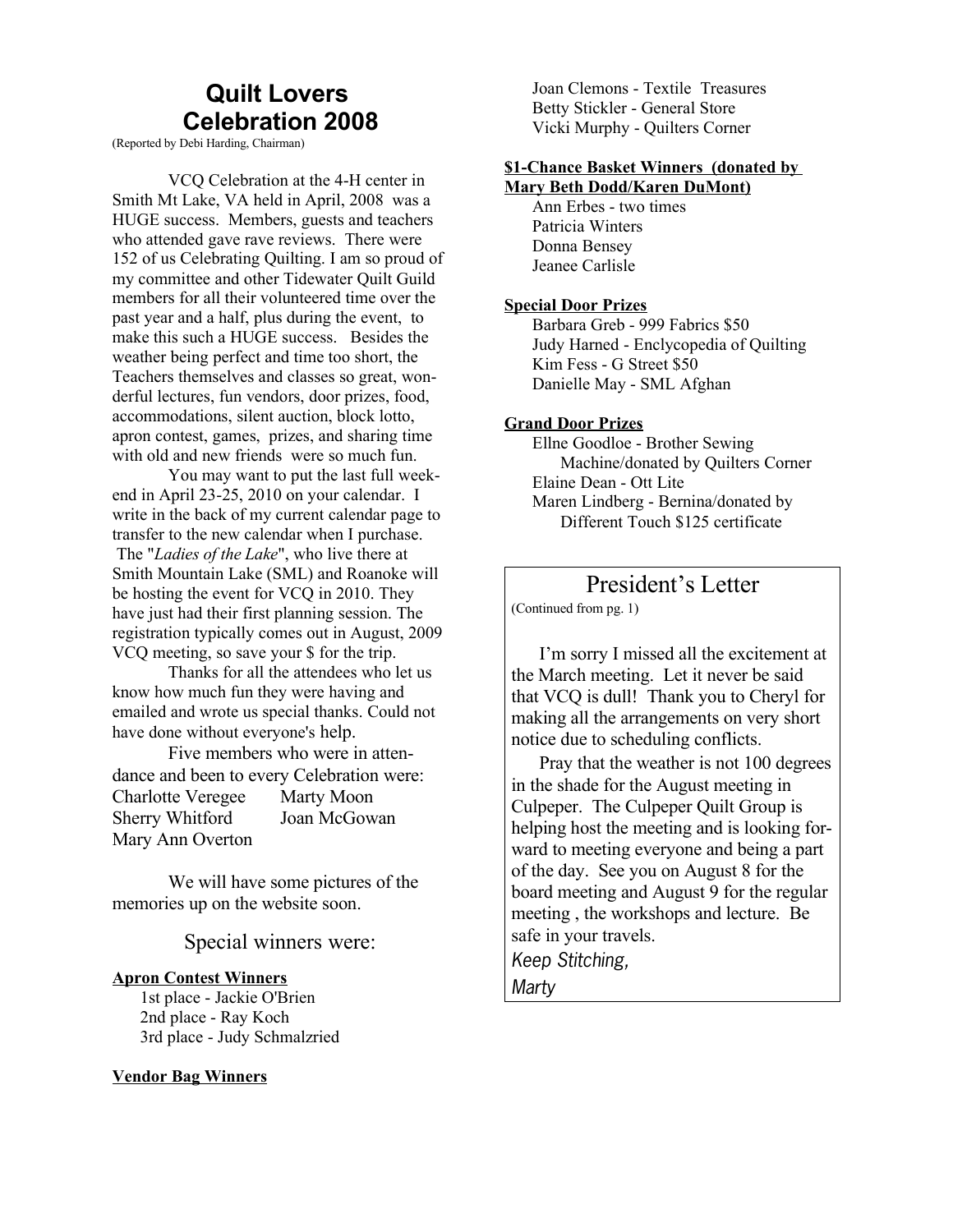## Quilt Lovers Celebration 2008

(Reported by Debi Harding, Chairman)

VCQ Celebration at the 4-H center in Smith Mt Lake, VA held in April, 2008 was a HUGE success. Members, guests and teachers who attended gave rave reviews. There were 152 of us Celebrating Quilting. I am so proud of my committee and other Tidewater Quilt Guild members for all their volunteered time over the past year and a half, plus during the event, to make this such a HUGE success. Besides the weather being perfect and time too short, the Teachers themselves and classes so great, wonderful lectures, fun vendors, door prizes, food, accommodations, silent auction, block lotto, apron contest, games, prizes, and sharing time with old and new friends were so much fun.

You may want to put the last full weekend in April 23-25, 2010 on your calendar. I write in the back of my current calendar page to transfer to the new calendar when I purchase. The "*Ladies of the Lake*", who live there at Smith Mountain Lake (SML) and Roanoke will be hosting the event for VCQ in 2010. They have just had their first planning session. The registration typically comes out in August, 2009 VCQ meeting, so save your $ for the trip.

Thanks for all the attendees who let us know how much fun they were having and emailed and wrote us special thanks. Could not have done without everyone's help.

Five members who were in attendance and been to every Celebration were:

Charlotte Veregee, Marty Moon, Sherry Whitford, Joan McGowan, Mary Ann Overton

We will have some pictures of the memories up on the website soon.

### Special winners were:

**Apron Contest Winners**

- 1st place - Jackie O'Brien
- 2nd place - Ray Koch
- 3rd place - Judy Schmalzried

**Vendor Bag Winners**

- Joan Clemons - Textile Treasures
- Betty Stickler - General Store
- Vicki Murphy - Quilters Corner

**$1-Chance Basket Winners (donated by Mary Beth Dodd/Karen DuMont)**

- Ann Erbes - two times
- Patricia Winters
- Donna Bensey
- Jeanee Carlisle

**Special Door Prizes**

- Barbara Greb - 999 Fabrics $50
- Judy Harned - Enclycopedia of Quilting
- Kim Fess - G Street $50
- Danielle May - SML Afghan

**Grand Door Prizes**

- Ellne Goodloe - Brother Sewing Machine/donated by Quilters Corner
- Elaine Dean - Ott Lite
- Maren Lindberg - Bernina/donated by Different Touch $125 certificate

## President's Letter

(Continued from pg. 1)

I'm sorry I missed all the excitement at the March meeting. Let it never be said that VCQ is dull! Thank you to Cheryl for making all the arrangements on very short notice due to scheduling conflicts.

Pray that the weather is not 100 degrees in the shade for the August meeting in Culpeper. The Culpeper Quilt Group is helping host the meeting and is looking forward to meeting everyone and being a part of the day. See you on August 8 for the board meeting and August 9 for the regular meeting , the workshops and lecture. Be safe in your travels.

*Keep Stitching,*

*Marty*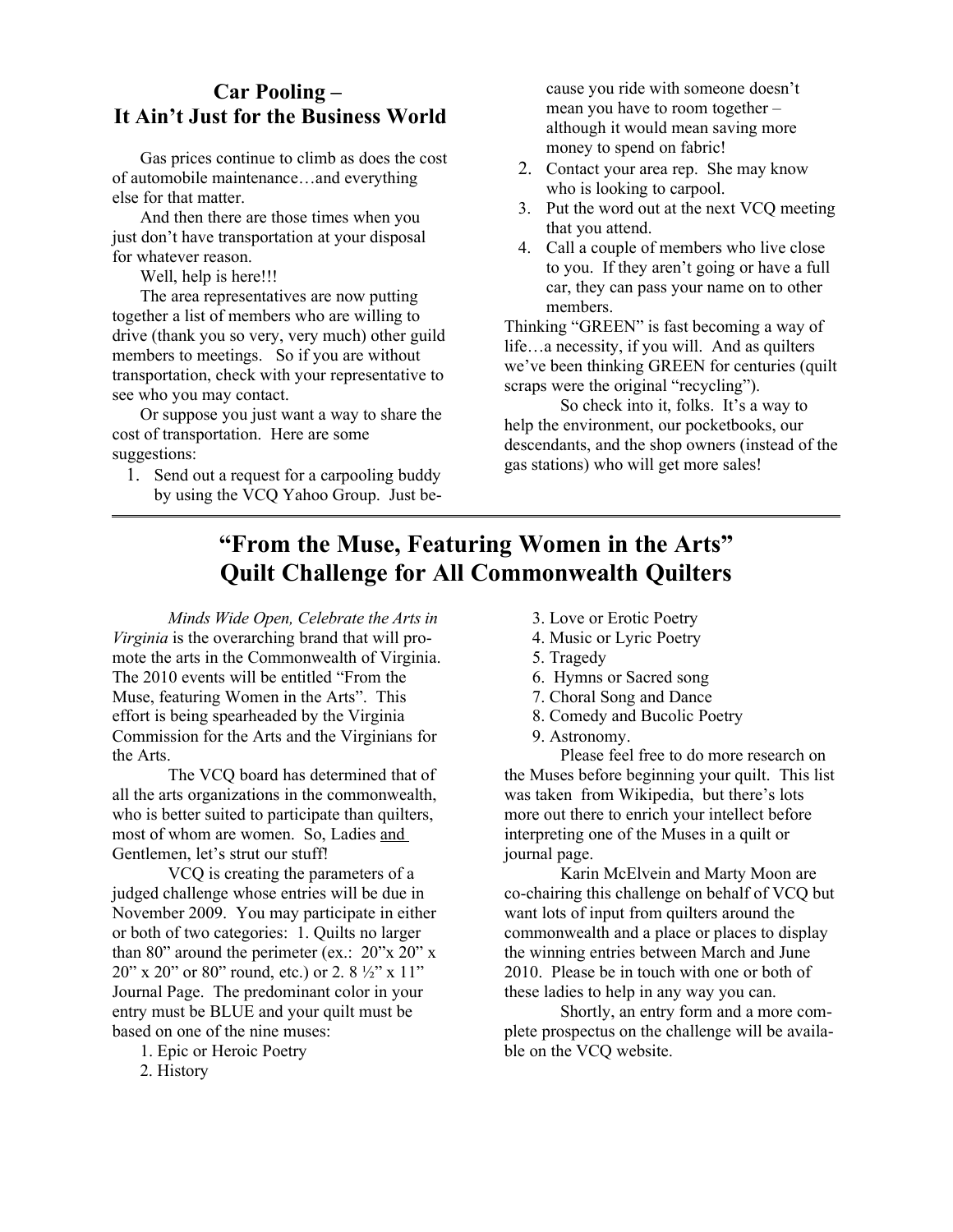## Car Pooling – It Ain't Just for the Business World

Gas prices continue to climb as does the cost of automobile maintenance…and everything else for that matter.

And then there are those times when you just don't have transportation at your disposal for whatever reason.

Well, help is here!!!

The area representatives are now putting together a list of members who are willing to drive (thank you so very, very much) other guild members to meetings. So if you are without transportation, check with your representative to see who you may contact.

Or suppose you just want a way to share the cost of transportation. Here are some suggestions:

1. Send out a request for a carpooling buddy by using the VCQ Yahoo Group. Just because you ride with someone doesn't mean you have to room together – although it would mean saving more money to spend on fabric!
2. Contact your area rep. She may know who is looking to carpool.
3. Put the word out at the next VCQ meeting that you attend.
4. Call a couple of members who live close to you. If they aren't going or have a full car, they can pass your name on to other members.

Thinking "GREEN" is fast becoming a way of life…a necessity, if you will. And as quilters we've been thinking GREEN for centuries (quilt scraps were the original "recycling").

So check into it, folks. It's a way to help the environment, our pocketbooks, our descendants, and the shop owners (instead of the gas stations) who will get more sales!

---

## "From the Muse, Featuring Women in the Arts" Quilt Challenge for All Commonwealth Quilters

*Minds Wide Open, Celebrate the Arts in Virginia* is the overarching brand that will promote the arts in the Commonwealth of Virginia. The 2010 events will be entitled "From the Muse, featuring Women in the Arts". This effort is being spearheaded by the Virginia Commission for the Arts and the Virginians for the Arts.

The VCQ board has determined that of all the arts organizations in the commonwealth, who is better suited to participate than quilters, most of whom are women. So, Ladies <u>and</u> Gentlemen, let's strut our stuff!

VCQ is creating the parameters of a judged challenge whose entries will be due in November 2009. You may participate in either or both of two categories: 1. Quilts no larger than 80" around the perimeter (ex.: 20"x 20" x 20" x 20" or 80" round, etc.) or 2. 8 ½" x 11" Journal Page. The predominant color in your entry must be BLUE and your quilt must be based on one of the nine muses:

1. Epic or Heroic Poetry
2. History
3. Love or Erotic Poetry
4. Music or Lyric Poetry
5. Tragedy
6. Hymns or Sacred song
7. Choral Song and Dance
8. Comedy and Bucolic Poetry
9. Astronomy.

Please feel free to do more research on the Muses before beginning your quilt. This list was taken from Wikipedia, but there's lots more out there to enrich your intellect before interpreting one of the Muses in a quilt or journal page.

Karin McElvein and Marty Moon are co-chairing this challenge on behalf of VCQ but want lots of input from quilters around the commonwealth and a place or places to display the winning entries between March and June 2010. Please be in touch with one or both of these ladies to help in any way you can.

Shortly, an entry form and a more complete prospectus on the challenge will be available on the VCQ website.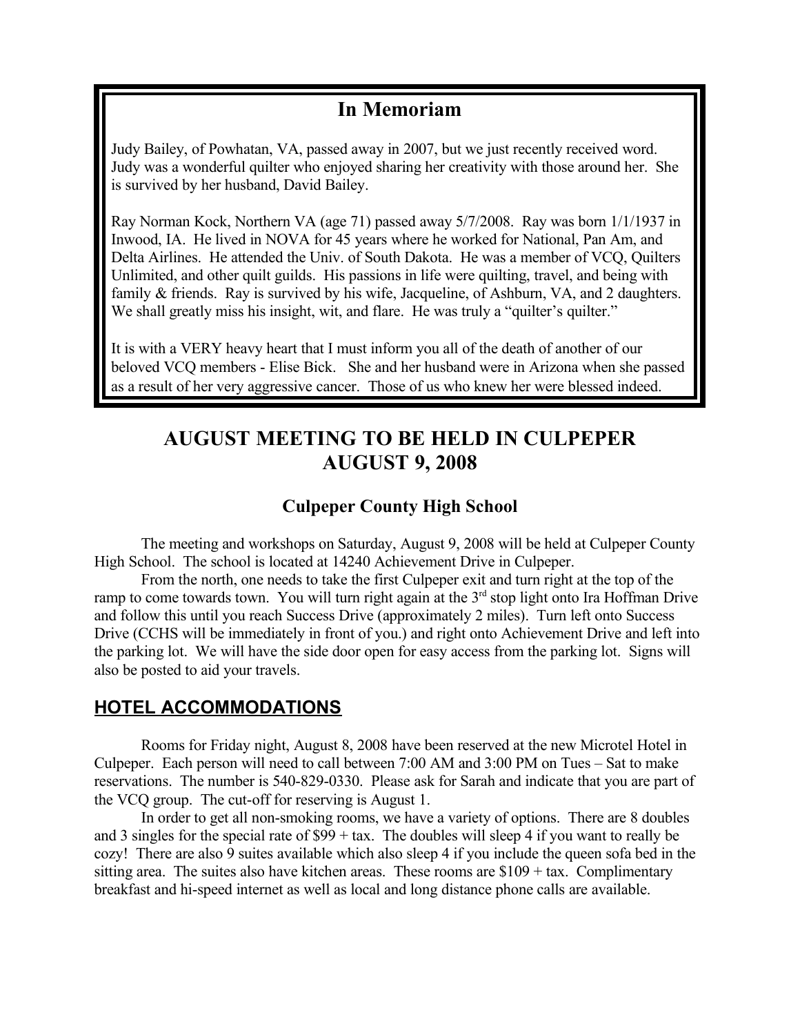## In Memoriam

Judy Bailey, of Powhatan, VA, passed away in 2007, but we just recently received word. Judy was a wonderful quilter who enjoyed sharing her creativity with those around her. She is survived by her husband, David Bailey.

Ray Norman Kock, Northern VA (age 71) passed away 5/7/2008. Ray was born 1/1/1937 in Inwood, IA. He lived in NOVA for 45 years where he worked for National, Pan Am, and Delta Airlines. He attended the Univ. of South Dakota. He was a member of VCQ, Quilters Unlimited, and other quilt guilds. His passions in life were quilting, travel, and being with family & friends. Ray is survived by his wife, Jacqueline, of Ashburn, VA, and 2 daughters. We shall greatly miss his insight, wit, and flare. He was truly a "quilter's quilter."

It is with a VERY heavy heart that I must inform you all of the death of another of our beloved VCQ members - Elise Bick. She and her husband were in Arizona when she passed as a result of her very aggressive cancer. Those of us who knew her were blessed indeed.

## AUGUST MEETING TO BE HELD IN CULPEPER AUGUST 9, 2008

### Culpeper County High School

The meeting and workshops on Saturday, August 9, 2008 will be held at Culpeper County High School. The school is located at 14240 Achievement Drive in Culpeper.

From the north, one needs to take the first Culpeper exit and turn right at the top of the ramp to come towards town. You will turn right again at the 3rd stop light onto Ira Hoffman Drive and follow this until you reach Success Drive (approximately 2 miles). Turn left onto Success Drive (CCHS will be immediately in front of you.) and right onto Achievement Drive and left into the parking lot. We will have the side door open for easy access from the parking lot. Signs will also be posted to aid your travels.

## HOTEL ACCOMMODATIONS

Rooms for Friday night, August 8, 2008 have been reserved at the new Microtel Hotel in Culpeper. Each person will need to call between 7:00 AM and 3:00 PM on Tues – Sat to make reservations. The number is 540-829-0330. Please ask for Sarah and indicate that you are part of the VCQ group. The cut-off for reserving is August 1.

In order to get all non-smoking rooms, we have a variety of options. There are 8 doubles and 3 singles for the special rate of $99 + tax. The doubles will sleep 4 if you want to really be cozy! There are also 9 suites available which also sleep 4 if you include the queen sofa bed in the sitting area. The suites also have kitchen areas. These rooms are $109 + tax. Complimentary breakfast and hi-speed internet as well as local and long distance phone calls are available.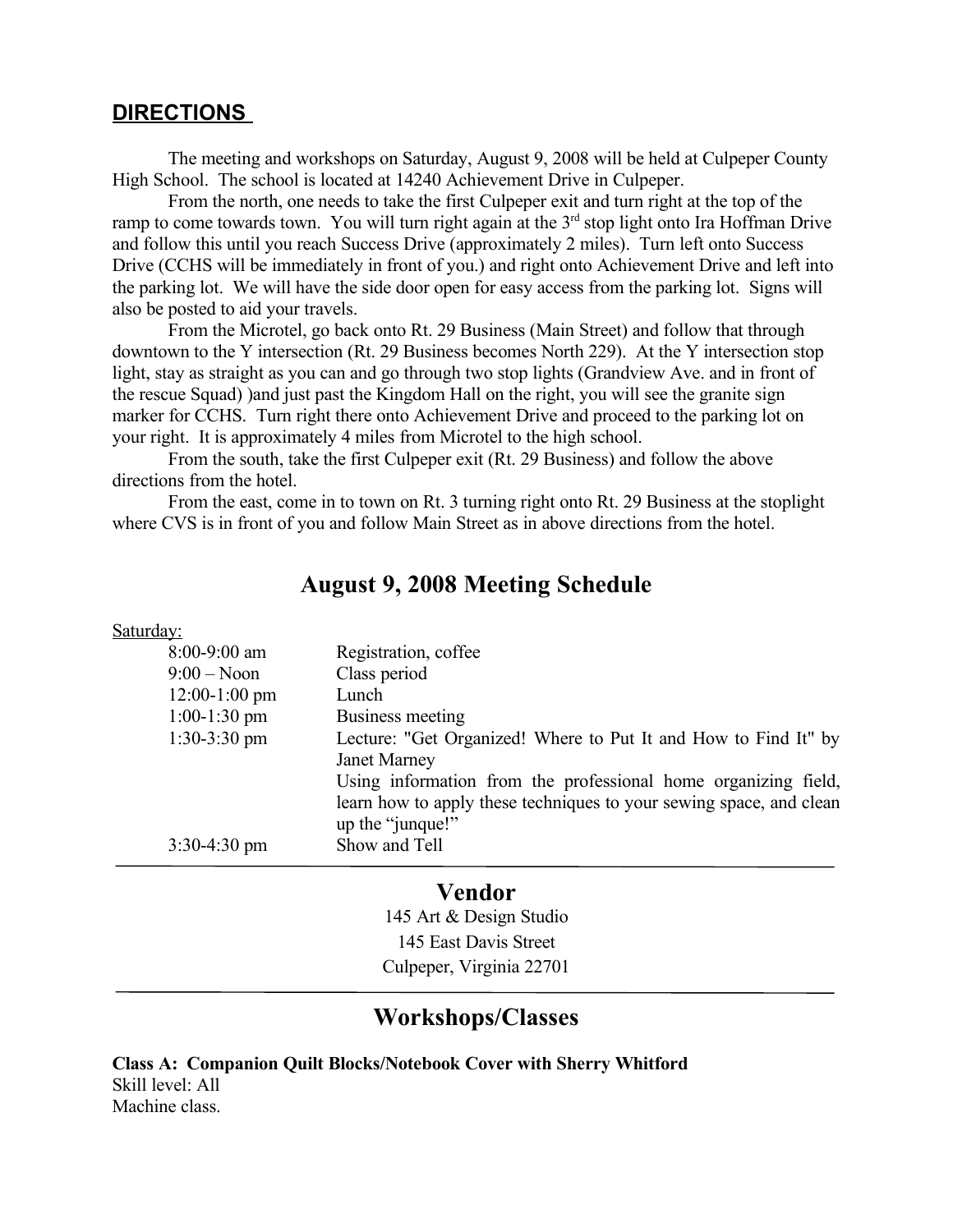## DIRECTIONS

The meeting and workshops on Saturday, August 9, 2008 will be held at Culpeper County High School. The school is located at 14240 Achievement Drive in Culpeper.

From the north, one needs to take the first Culpeper exit and turn right at the top of the ramp to come towards town. You will turn right again at the 3rd stop light onto Ira Hoffman Drive and follow this until you reach Success Drive (approximately 2 miles). Turn left onto Success Drive (CCHS will be immediately in front of you.) and right onto Achievement Drive and left into the parking lot. We will have the side door open for easy access from the parking lot. Signs will also be posted to aid your travels.

From the Microtel, go back onto Rt. 29 Business (Main Street) and follow that through downtown to the Y intersection (Rt. 29 Business becomes North 229). At the Y intersection stop light, stay as straight as you can and go through two stop lights (Grandview Ave. and in front of the rescue Squad) )and just past the Kingdom Hall on the right, you will see the granite sign marker for CCHS. Turn right there onto Achievement Drive and proceed to the parking lot on your right. It is approximately 4 miles from Microtel to the high school.

From the south, take the first Culpeper exit (Rt. 29 Business) and follow the above directions from the hotel.

From the east, come in to town on Rt. 3 turning right onto Rt. 29 Business at the stoplight where CVS is in front of you and follow Main Street as in above directions from the hotel.

# August 9, 2008 Meeting Schedule

Saturday:

| | |
|---|---|
| 8:00-9:00 am | Registration, coffee |
| 9:00 – Noon | Class period |
| 12:00-1:00 pm | Lunch |
| 1:00-1:30 pm | Business meeting |
| 1:30-3:30 pm | Lecture: "Get Organized! Where to Put It and How to Find It" by Janet Marney<br>Using information from the professional home organizing field, learn how to apply these techniques to your sewing space, and clean up the "junque!" |
| 3:30-4:30 pm | Show and Tell |

## Vendor

145 Art & Design Studio
145 East Davis Street
Culpeper, Virginia 22701

## Workshops/Classes

**Class A: Companion Quilt Blocks/Notebook Cover with Sherry Whitford**
Skill level: All
Machine class.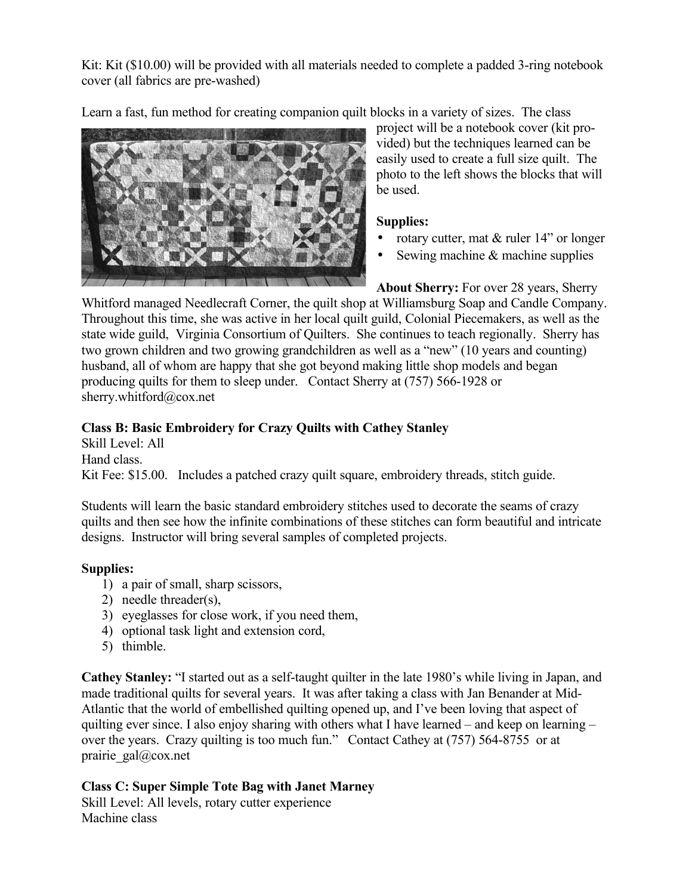Kit: Kit ($10.00) will be provided with all materials needed to complete a padded 3-ring notebook cover (all fabrics are pre-washed)

Learn a fast, fun method for creating companion quilt blocks in a variety of sizes. The class project will be a notebook cover (kit provided) but the techniques learned can be easily used to create a full size quilt. The photo to the left shows the blocks that will be used.

**Supplies:**

- rotary cutter, mat & ruler 14" or longer
- Sewing machine & machine supplies

**About Sherry:** For over 28 years, Sherry Whitford managed Needlecraft Corner, the quilt shop at Williamsburg Soap and Candle Company. Throughout this time, she was active in her local quilt guild, Colonial Piecemakers, as well as the state wide guild, Virginia Consortium of Quilters. She continues to teach regionally. Sherry has two grown children and two growing grandchildren as well as a "new" (10 years and counting) husband, all of whom are happy that she got beyond making little shop models and began producing quilts for them to sleep under. Contact Sherry at (757) 566-1928 or sherry.whitford@cox.net

**Class B: Basic Embroidery for Crazy Quilts with Cathey Stanley**
Skill Level: All
Hand class.
Kit Fee: $15.00. Includes a patched crazy quilt square, embroidery threads, stitch guide.

Students will learn the basic standard embroidery stitches used to decorate the seams of crazy quilts and then see how the infinite combinations of these stitches can form beautiful and intricate designs. Instructor will bring several samples of completed projects.

**Supplies:**

1) a pair of small, sharp scissors,
2) needle threader(s),
3) eyeglasses for close work, if you need them,
4) optional task light and extension cord,
5) thimble.

**Cathey Stanley:** "I started out as a self-taught quilter in the late 1980's while living in Japan, and made traditional quilts for several years. It was after taking a class with Jan Benander at Mid-Atlantic that the world of embellished quilting opened up, and I've been loving that aspect of quilting ever since. I also enjoy sharing with others what I have learned – and keep on learning – over the years. Crazy quilting is too much fun." Contact Cathey at (757) 564-8755 or at prairie_gal@cox.net

**Class C: Super Simple Tote Bag with Janet Marney**
Skill Level: All levels, rotary cutter experience
Machine class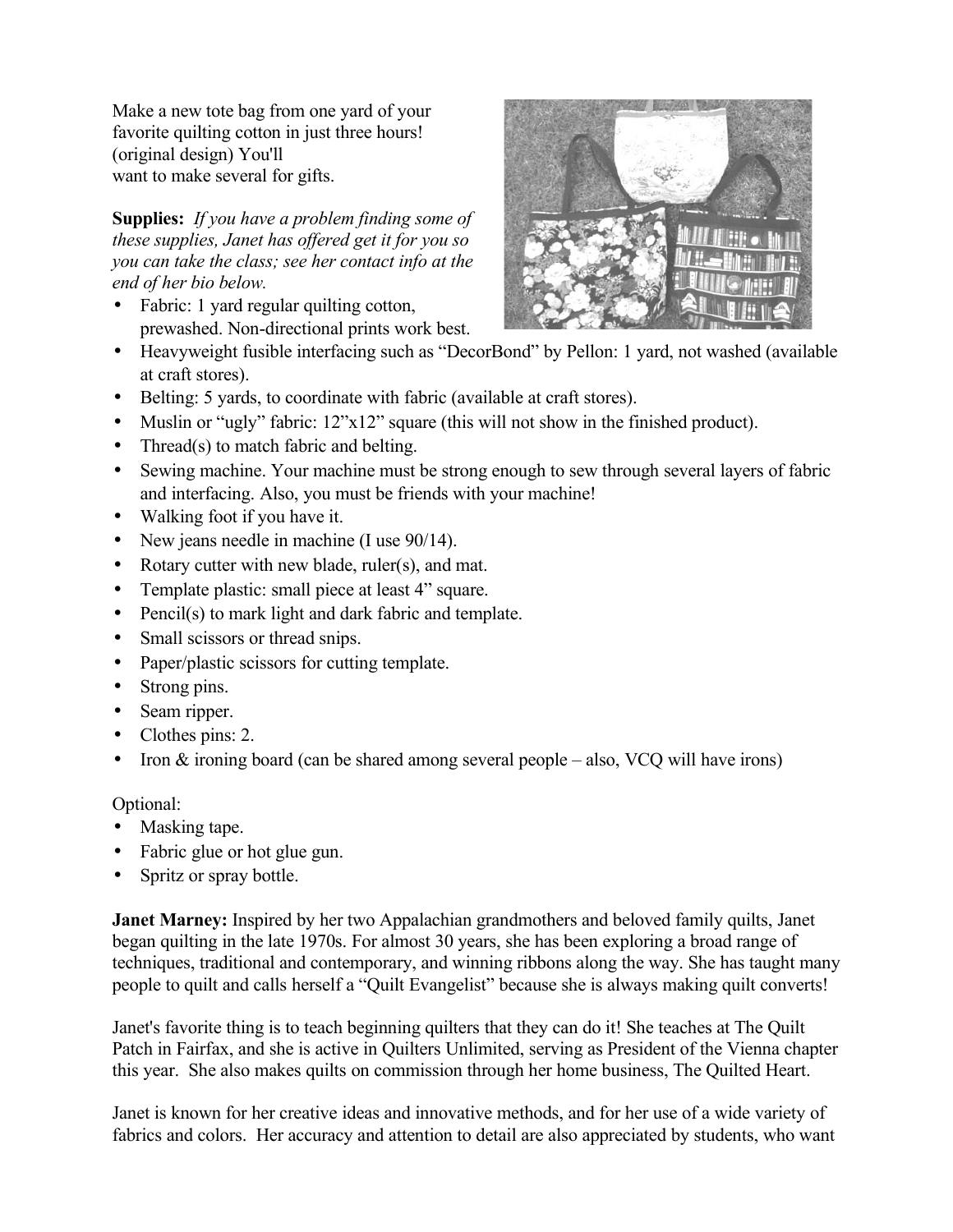Make a new tote bag from one yard of your favorite quilting cotton in just three hours! (original design) You'll want to make several for gifts.

**Supplies:** *If you have a problem finding some of these supplies, Janet has offered get it for you so you can take the class; see her contact info at the end of her bio below.*

- Fabric: 1 yard regular quilting cotton, prewashed. Non-directional prints work best.
- Heavyweight fusible interfacing such as "DecorBond" by Pellon: 1 yard, not washed (available at craft stores).
- Belting: 5 yards, to coordinate with fabric (available at craft stores).
- Muslin or "ugly" fabric: 12"x12" square (this will not show in the finished product).
- Thread(s) to match fabric and belting.
- Sewing machine. Your machine must be strong enough to sew through several layers of fabric and interfacing. Also, you must be friends with your machine!
- Walking foot if you have it.
- New jeans needle in machine (I use 90/14).
- Rotary cutter with new blade, ruler(s), and mat.
- Template plastic: small piece at least 4" square.
- Pencil(s) to mark light and dark fabric and template.
- Small scissors or thread snips.
- Paper/plastic scissors for cutting template.
- Strong pins.
- Seam ripper.
- Clothes pins: 2.
- Iron & ironing board (can be shared among several people – also, VCQ will have irons)

Optional:

- Masking tape.
- Fabric glue or hot glue gun.
- Spritz or spray bottle.

**Janet Marney:** Inspired by her two Appalachian grandmothers and beloved family quilts, Janet began quilting in the late 1970s. For almost 30 years, she has been exploring a broad range of techniques, traditional and contemporary, and winning ribbons along the way. She has taught many people to quilt and calls herself a "Quilt Evangelist" because she is always making quilt converts!

Janet's favorite thing is to teach beginning quilters that they can do it! She teaches at The Quilt Patch in Fairfax, and she is active in Quilters Unlimited, serving as President of the Vienna chapter this year. She also makes quilts on commission through her home business, The Quilted Heart.

Janet is known for her creative ideas and innovative methods, and for her use of a wide variety of fabrics and colors. Her accuracy and attention to detail are also appreciated by students, who want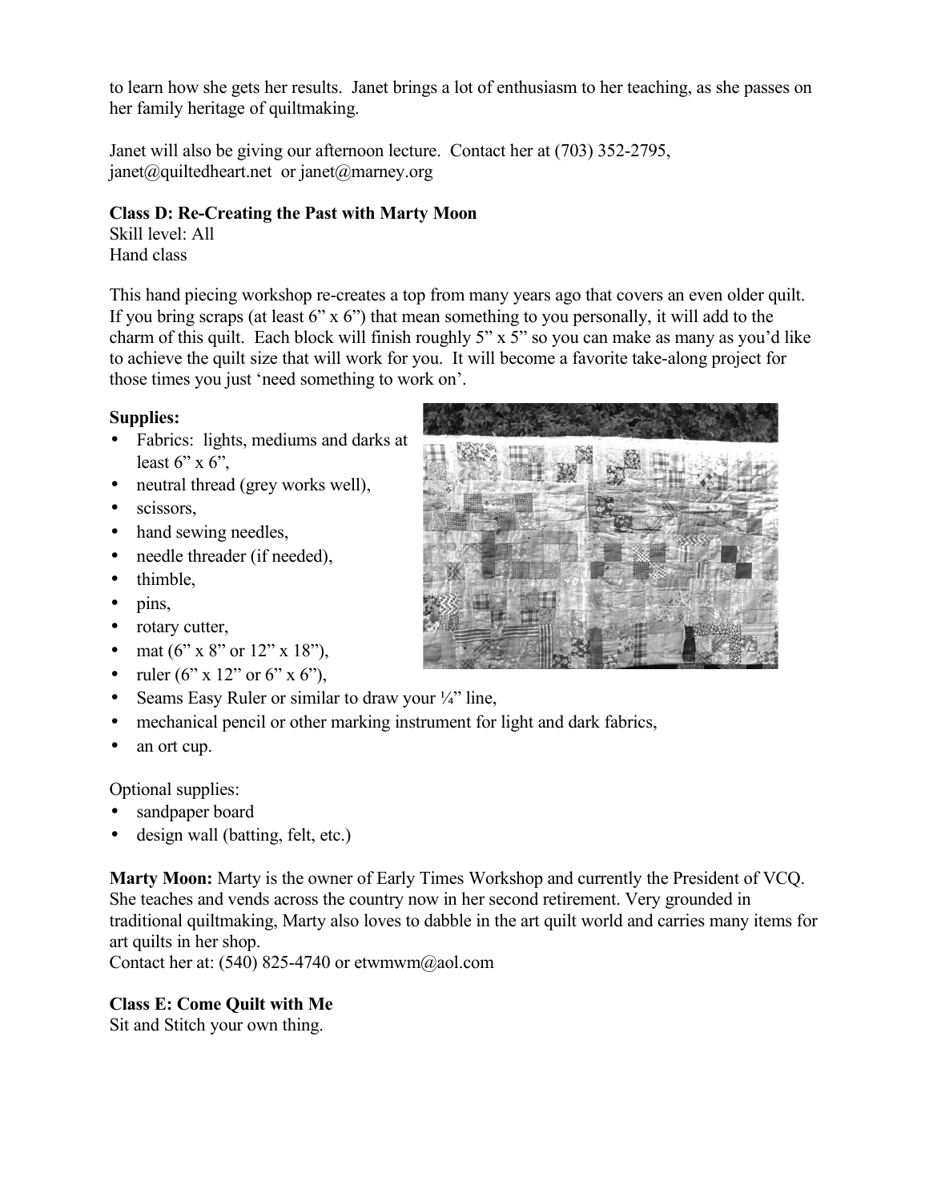to learn how she gets her results. Janet brings a lot of enthusiasm to her teaching, as she passes on her family heritage of quiltmaking.

Janet will also be giving our afternoon lecture. Contact her at (703) 352-2795, janet@quiltedheart.net or janet@marney.org

**Class D: Re-Creating the Past with Marty Moon**
Skill level: All
Hand class

This hand piecing workshop re-creates a top from many years ago that covers an even older quilt. If you bring scraps (at least 6" x 6") that mean something to you personally, it will add to the charm of this quilt. Each block will finish roughly 5" x 5" so you can make as many as you'd like to achieve the quilt size that will work for you. It will become a favorite take-along project for those times you just 'need something to work on'.

**Supplies:**

- Fabrics: lights, mediums and darks at least 6" x 6",
- neutral thread (grey works well),
- scissors,
- hand sewing needles,
- needle threader (if needed),
- thimble,
- pins,
- rotary cutter,
- mat (6" x 8" or 12" x 18"),
- ruler (6" x 12" or 6" x 6"),
- Seams Easy Ruler or similar to draw your ¼" line,
- mechanical pencil or other marking instrument for light and dark fabrics,
- an ort cup.

Optional supplies:

- sandpaper board
- design wall (batting, felt, etc.)

**Marty Moon:** Marty is the owner of Early Times Workshop and currently the President of VCQ. She teaches and vends across the country now in her second retirement. Very grounded in traditional quiltmaking, Marty also loves to dabble in the art quilt world and carries many items for art quilts in her shop.
Contact her at: (540) 825-4740 or etwmwm@aol.com

**Class E: Come Quilt with Me**
Sit and Stitch your own thing.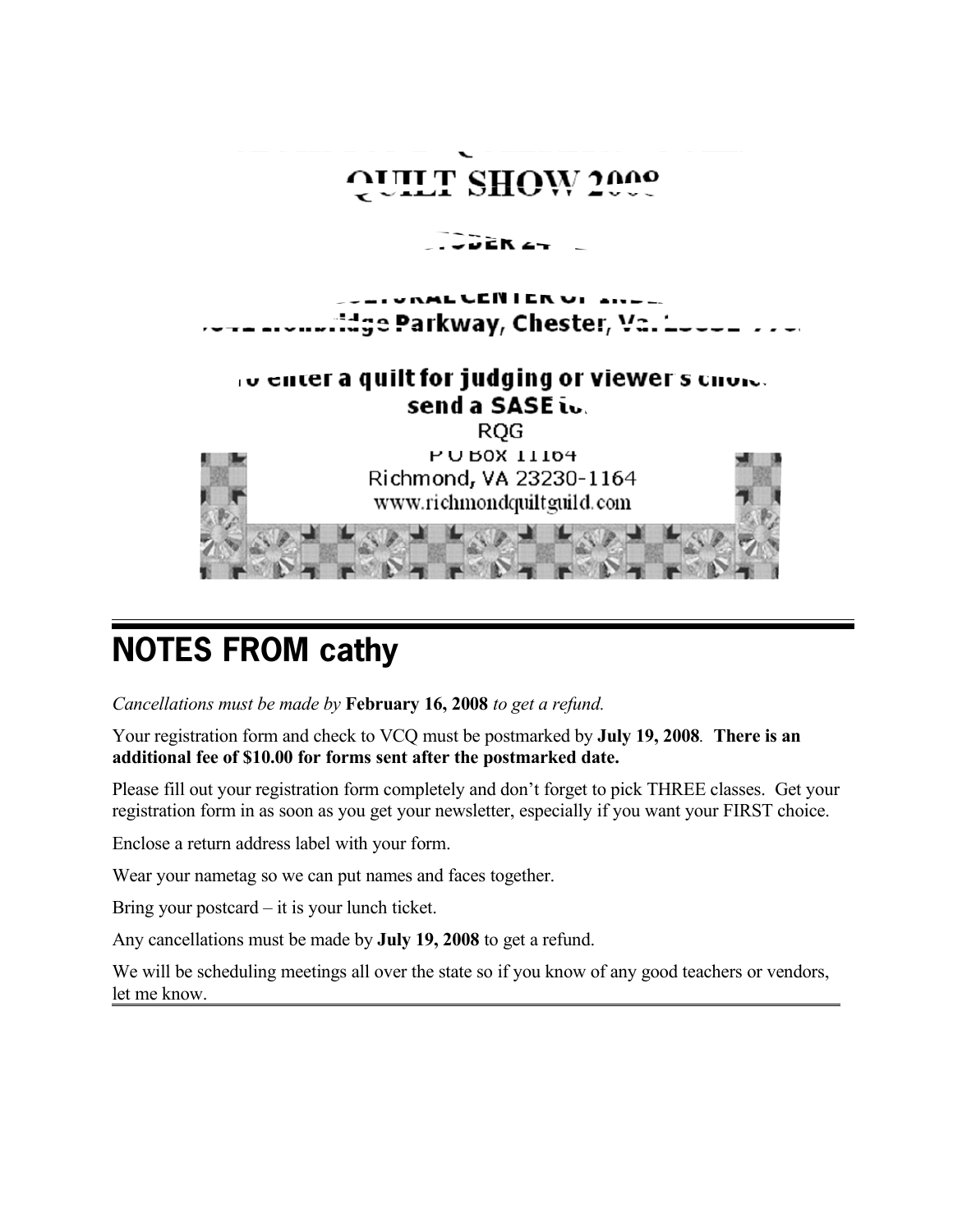QUILT SHOW 2008

...OBER 24...

...ULTURAL CENTER OF INDI...
...Ironbridge Parkway, Chester, Va. ...

To enter a quilt for judging or viewer's choice
send a SASE to:
RQG
P O Box 11164
Richmond, VA 23230-1164
www.richmondquiltguild.com

# NOTES FROM cathy

*Cancellations must be made by* **February 16, 2008** *to get a refund.*

Your registration form and check to VCQ must be postmarked by **July 19, 2008**. **There is an additional fee of $10.00 for forms sent after the postmarked date.**

Please fill out your registration form completely and don't forget to pick THREE classes. Get your registration form in as soon as you get your newsletter, especially if you want your FIRST choice.

Enclose a return address label with your form.

Wear your nametag so we can put names and faces together.

Bring your postcard – it is your lunch ticket.

Any cancellations must be made by **July 19, 2008** to get a refund.

We will be scheduling meetings all over the state so if you know of any good teachers or vendors, let me know.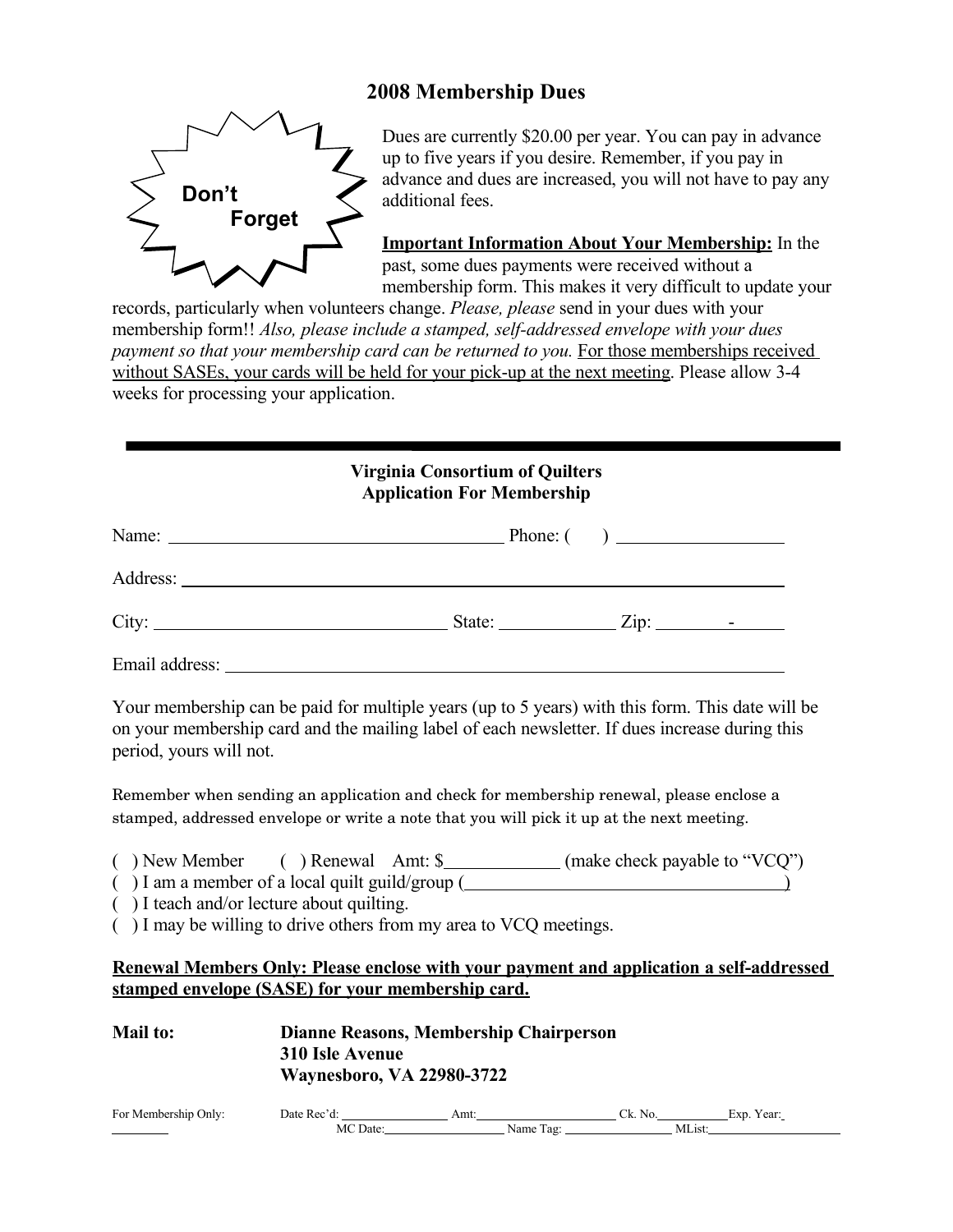## 2008 Membership Dues

**Don't Forget**

Dues are currently $20.00 per year. You can pay in advance up to five years if you desire. Remember, if you pay in advance and dues are increased, you will not have to pay any additional fees.

**Important Information About Your Membership:** In the past, some dues payments were received without a membership form. This makes it very difficult to update your records, particularly when volunteers change. *Please, please* send in your dues with your membership form!! *Also, please include a stamped, self-addressed envelope with your dues payment so that your membership card can be returned to you.* For those memberships received without SASEs, your cards will be held for your pick-up at the next meeting. Please allow 3-4 weeks for processing your application.

---

**Virginia Consortium of Quilters**
**Application For Membership**

Name: ______________________________ Phone: (    ) ______________

Address: ____________________________________________________

City: __________________________ State: __________ Zip: ______-_____

Email address: _______________________________________________

Your membership can be paid for multiple years (up to 5 years) with this form. This date will be on your membership card and the mailing label of each newsletter. If dues increase during this period, yours will not.

Remember when sending an application and check for membership renewal, please enclose a stamped, addressed envelope or write a note that you will pick it up at the next meeting.

(  ) New Member   (  ) Renewal   Amt: $__________ (make check payable to "VCQ")
(  ) I am a member of a local quilt guild/group (______________________________)
(  ) I teach and/or lecture about quilting.
(  ) I may be willing to drive others from my area to VCQ meetings.

**Renewal Members Only: Please enclose with your payment and application a self-addressed stamped envelope (SASE) for your membership card.**

**Mail to:** **Dianne Reasons, Membership Chairperson**
**310 Isle Avenue**
**Waynesboro, VA 22980-3722**

For Membership Only: Date Rec'd: __________ Amt: __________ Ck. No. ______ Exp. Year: ______
MC Date: __________ Name Tag: __________ MList: __________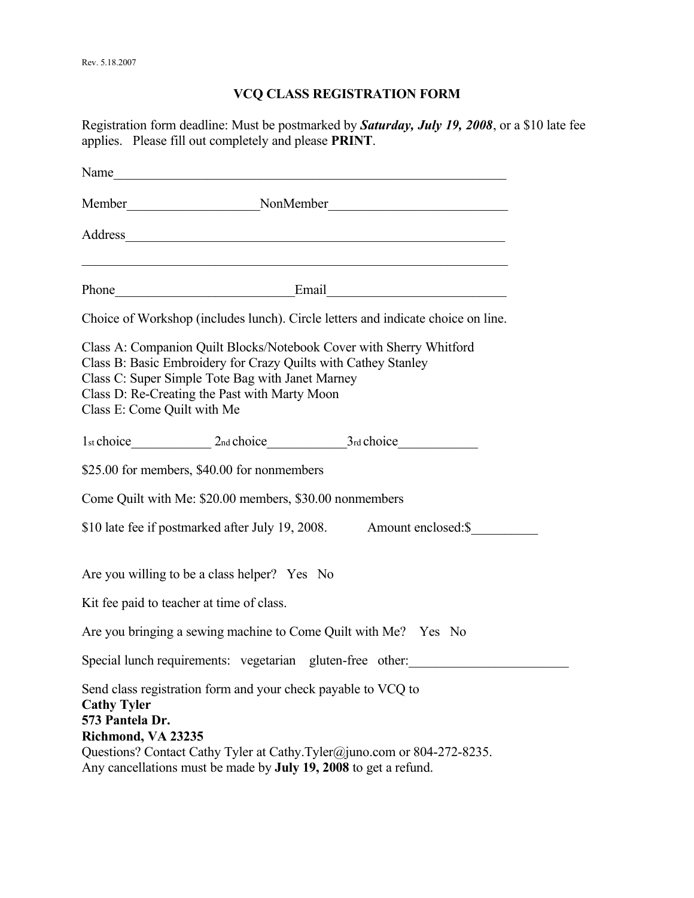Rev. 5.18.2007

## VCQ CLASS REGISTRATION FORM

Registration form deadline: Must be postmarked by ***Saturday, July 19, 2008***, or a $10 late fee applies. Please fill out completely and please **PRINT**.

Name_____________________________________________________________

Member____________________NonMember___________________________

Address___________________________________________________________

__________________________________________________________________

Phone__________________________Email__________________________

Choice of Workshop (includes lunch). Circle letters and indicate choice on line.

Class A: Companion Quilt Blocks/Notebook Cover with Sherry Whitford
Class B: Basic Embroidery for Crazy Quilts with Cathey Stanley
Class C: Super Simple Tote Bag with Janet Marney
Class D: Re-Creating the Past with Marty Moon
Class E: Come Quilt with Me

1st choice____________ 2nd choice____________ 3rd choice____________

$25.00 for members, $40.00 for nonmembers

Come Quilt with Me: $20.00 members, $30.00 nonmembers

$10 late fee if postmarked after July 19, 2008. Amount enclosed:$__________

Are you willing to be a class helper? Yes No

Kit fee paid to teacher at time of class.

Are you bringing a sewing machine to Come Quilt with Me? Yes No

Special lunch requirements: vegetarian gluten-free other:________________________

Send class registration form and your check payable to VCQ to
**Cathy Tyler**
**573 Pantela Dr.**
**Richmond, VA 23235**
Questions? Contact Cathy Tyler at Cathy.Tyler@juno.com or 804-272-8235.
Any cancellations must be made by **July 19, 2008** to get a refund.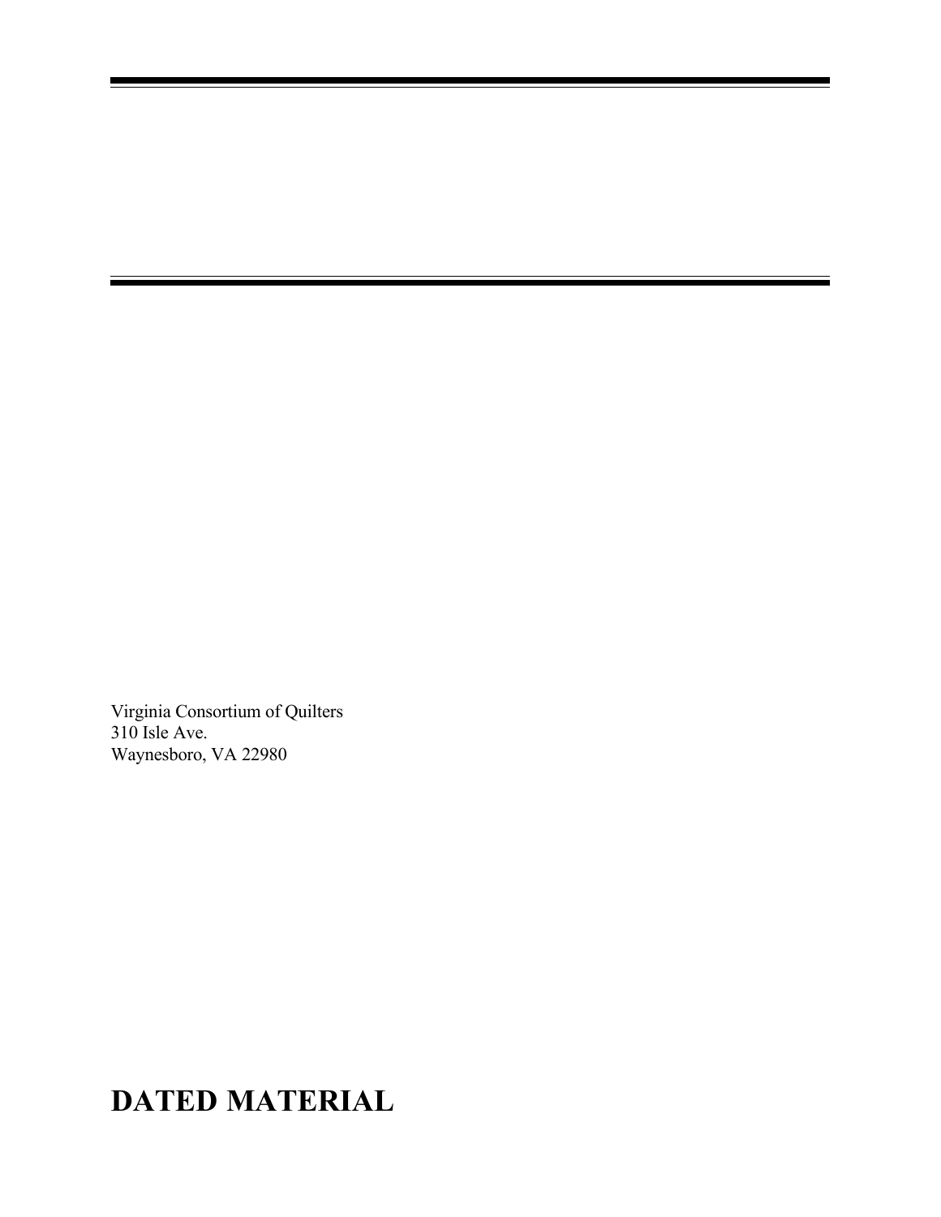Virginia Consortium of Quilters
310 Isle Ave.
Waynesboro, VA 22980

# DATED MATERIAL